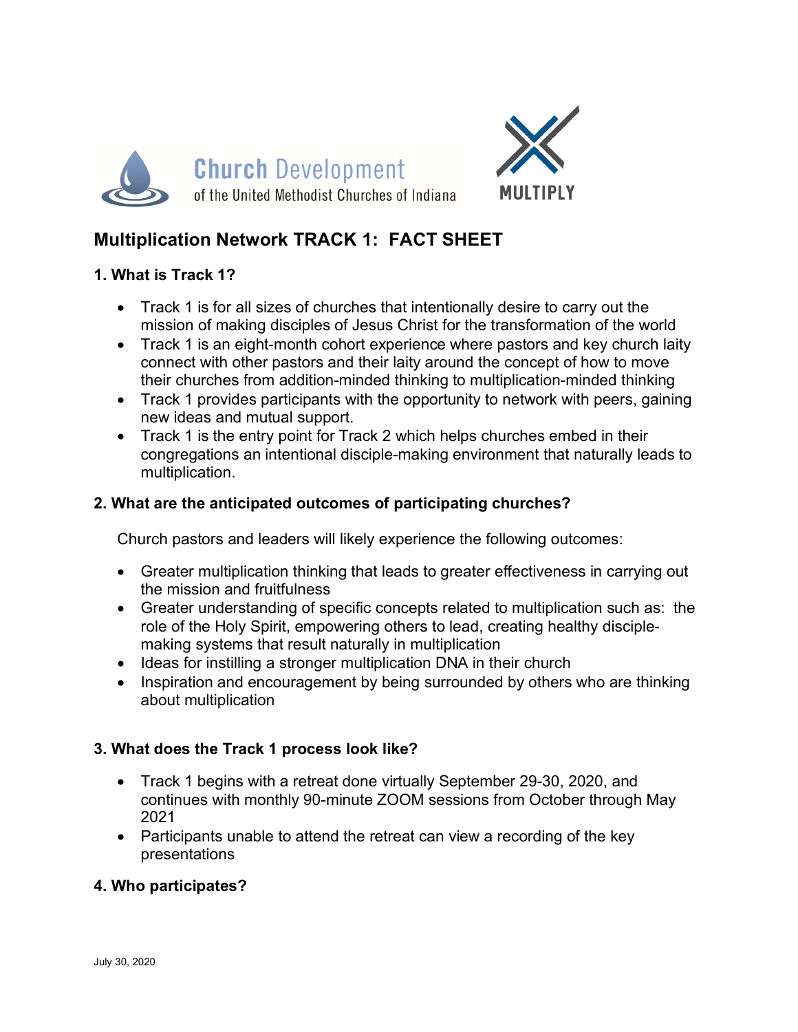Church Development of the United Methodist Churches of Indiana

MULTIPLY

# Multiplication Network TRACK 1: FACT SHEET

## 1. What is Track 1?

- Track 1 is for all sizes of churches that intentionally desire to carry out the mission of making disciples of Jesus Christ for the transformation of the world
- Track 1 is an eight-month cohort experience where pastors and key church laity connect with other pastors and their laity around the concept of how to move their churches from addition-minded thinking to multiplication-minded thinking
- Track 1 provides participants with the opportunity to network with peers, gaining new ideas and mutual support.
- Track 1 is the entry point for Track 2 which helps churches embed in their congregations an intentional disciple-making environment that naturally leads to multiplication.

## 2. What are the anticipated outcomes of participating churches?

Church pastors and leaders will likely experience the following outcomes:

- Greater multiplication thinking that leads to greater effectiveness in carrying out the mission and fruitfulness
- Greater understanding of specific concepts related to multiplication such as: the role of the Holy Spirit, empowering others to lead, creating healthy disciple-making systems that result naturally in multiplication
- Ideas for instilling a stronger multiplication DNA in their church
- Inspiration and encouragement by being surrounded by others who are thinking about multiplication

## 3. What does the Track 1 process look like?

- Track 1 begins with a retreat done virtually September 29-30, 2020, and continues with monthly 90-minute ZOOM sessions from October through May 2021
- Participants unable to attend the retreat can view a recording of the key presentations

## 4. Who participates?

July 30, 2020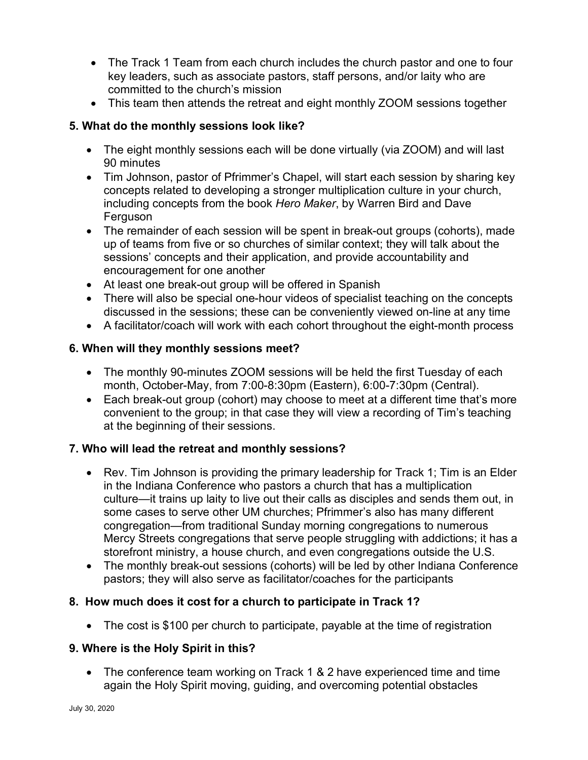- The Track 1 Team from each church includes the church pastor and one to four key leaders, such as associate pastors, staff persons, and/or laity who are committed to the church's mission
- This team then attends the retreat and eight monthly ZOOM sessions together

### 5. What do the monthly sessions look like?

- The eight monthly sessions each will be done virtually (via ZOOM) and will last 90 minutes
- Tim Johnson, pastor of Pfrimmer's Chapel, will start each session by sharing key concepts related to developing a stronger multiplication culture in your church, including concepts from the book *Hero Maker*, by Warren Bird and Dave Ferguson
- The remainder of each session will be spent in break-out groups (cohorts), made up of teams from five or so churches of similar context; they will talk about the sessions' concepts and their application, and provide accountability and encouragement for one another
- At least one break-out group will be offered in Spanish
- There will also be special one-hour videos of specialist teaching on the concepts discussed in the sessions; these can be conveniently viewed on-line at any time
- A facilitator/coach will work with each cohort throughout the eight-month process

### 6. When will they monthly sessions meet?

- The monthly 90-minutes ZOOM sessions will be held the first Tuesday of each month, October-May, from 7:00-8:30pm (Eastern), 6:00-7:30pm (Central).
- Each break-out group (cohort) may choose to meet at a different time that's more convenient to the group; in that case they will view a recording of Tim's teaching at the beginning of their sessions.

### 7. Who will lead the retreat and monthly sessions?

- Rev. Tim Johnson is providing the primary leadership for Track 1; Tim is an Elder in the Indiana Conference who pastors a church that has a multiplication culture—it trains up laity to live out their calls as disciples and sends them out, in some cases to serve other UM churches; Pfrimmer's also has many different congregation—from traditional Sunday morning congregations to numerous Mercy Streets congregations that serve people struggling with addictions; it has a storefront ministry, a house church, and even congregations outside the U.S.
- The monthly break-out sessions (cohorts) will be led by other Indiana Conference pastors; they will also serve as facilitator/coaches for the participants

### 8. How much does it cost for a church to participate in Track 1?

- The cost is $100 per church to participate, payable at the time of registration

### 9. Where is the Holy Spirit in this?

- The conference team working on Track 1 & 2 have experienced time and time again the Holy Spirit moving, guiding, and overcoming potential obstacles

July 30, 2020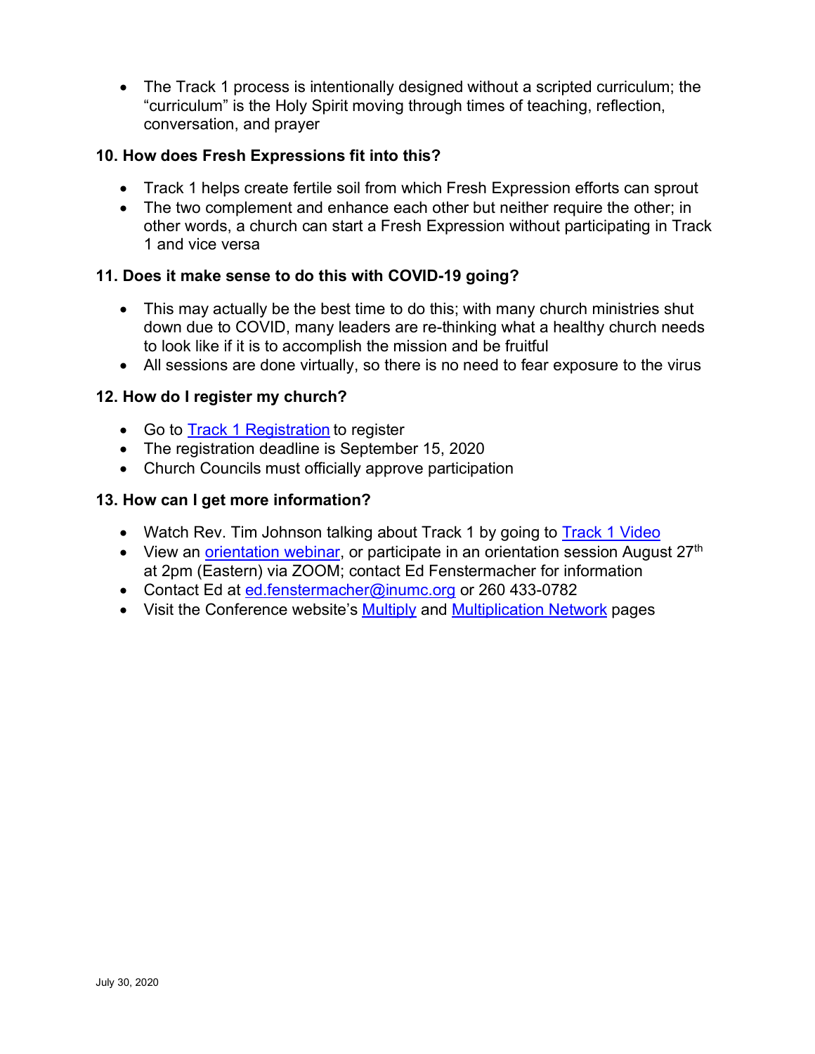- The Track 1 process is intentionally designed without a scripted curriculum; the "curriculum" is the Holy Spirit moving through times of teaching, reflection, conversation, and prayer

### 10. How does Fresh Expressions fit into this?

- Track 1 helps create fertile soil from which Fresh Expression efforts can sprout
- The two complement and enhance each other but neither require the other; in other words, a church can start a Fresh Expression without participating in Track 1 and vice versa

### 11. Does it make sense to do this with COVID-19 going?

- This may actually be the best time to do this; with many church ministries shut down due to COVID, many leaders are re-thinking what a healthy church needs to look like if it is to accomplish the mission and be fruitful
- All sessions are done virtually, so there is no need to fear exposure to the virus

### 12. How do I register my church?

- Go to Track 1 Registration to register
- The registration deadline is September 15, 2020
- Church Councils must officially approve participation

### 13. How can I get more information?

- Watch Rev. Tim Johnson talking about Track 1 by going to Track 1 Video
- View an orientation webinar, or participate in an orientation session August 27th at 2pm (Eastern) via ZOOM; contact Ed Fenstermacher for information
- Contact Ed at ed.fenstermacher@inumc.org or 260 433-0782
- Visit the Conference website's Multiply and Multiplication Network pages

July 30, 2020